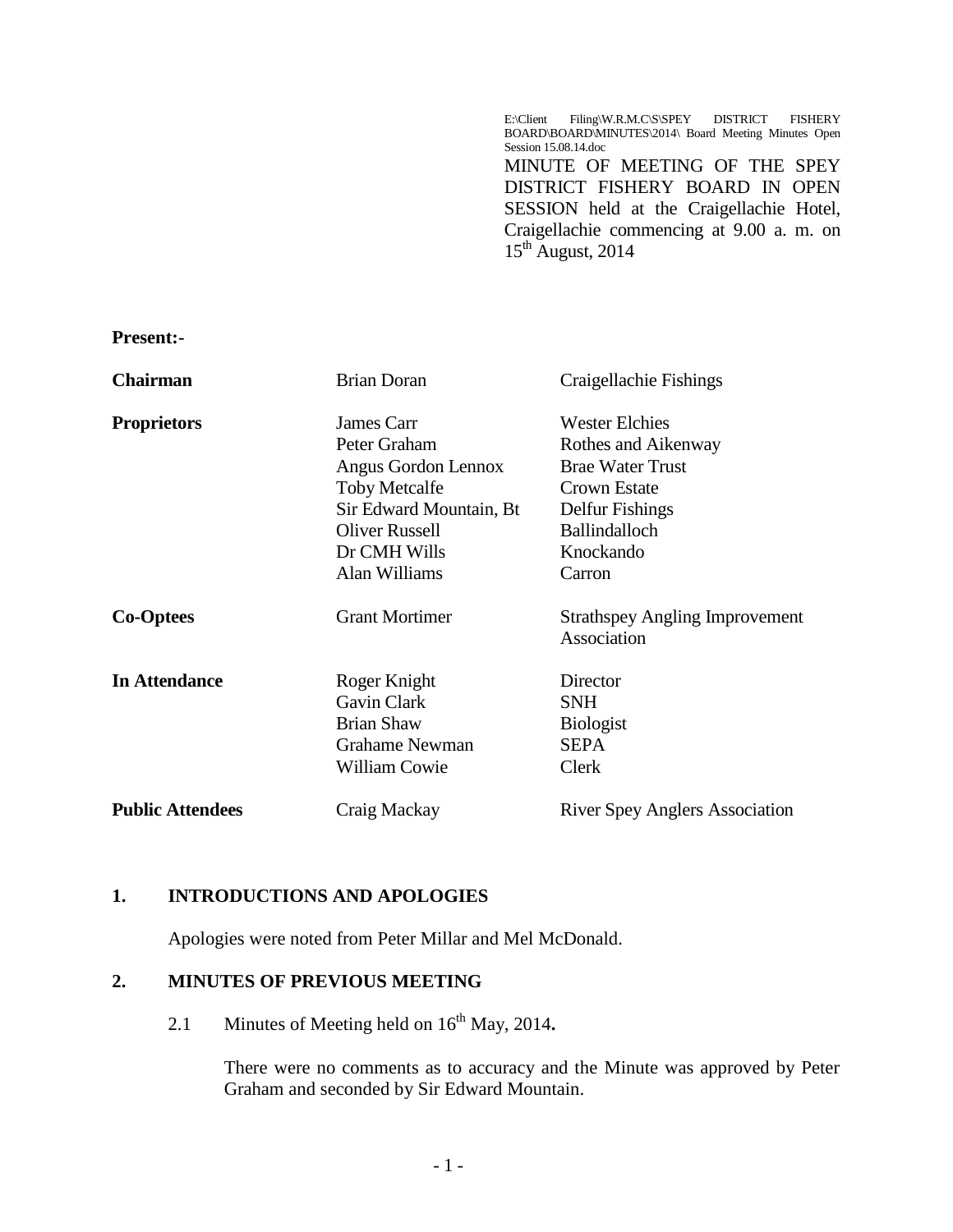E:\Client Filing\W.R.M.C\S\SPEY DISTRICT FISHERY BOARD\BOARD\MINUTES\2014\ Board Meeting Minutes Open Session 15.08.14.doc

MINUTE OF MEETING OF THE SPEY DISTRICT FISHERY BOARD IN OPEN SESSION held at the Craigellachie Hotel, Craigellachie commencing at 9.00 a. m. on 15th August, 2014

**Present:-**

| | | |
|---|---|---|
| **Chairman** | Brian Doran | Craigellachie Fishings |
| **Proprietors** | James Carr | Wester Elchies |
| | Peter Graham | Rothes and Aikenway |
| | Angus Gordon Lennox | Brae Water Trust |
| | Toby Metcalfe | Crown Estate |
| | Sir Edward Mountain, Bt | Delfur Fishings |
| | Oliver Russell | Ballindalloch |
| | Dr CMH Wills | Knockando |
| | Alan Williams | Carron |
| **Co-Optees** | Grant Mortimer | Strathspey Angling Improvement Association |
| **In Attendance** | Roger Knight | Director |
| | Gavin Clark | SNH |
| | Brian Shaw | Biologist |
| | Grahame Newman | SEPA |
| | William Cowie | Clerk |
| **Public Attendees** | Craig Mackay | River Spey Anglers Association |

## 1. INTRODUCTIONS AND APOLOGIES

Apologies were noted from Peter Millar and Mel McDonald.

## 2. MINUTES OF PREVIOUS MEETING

2.1 Minutes of Meeting held on 16th May, 2014**.**

There were no comments as to accuracy and the Minute was approved by Peter Graham and seconded by Sir Edward Mountain.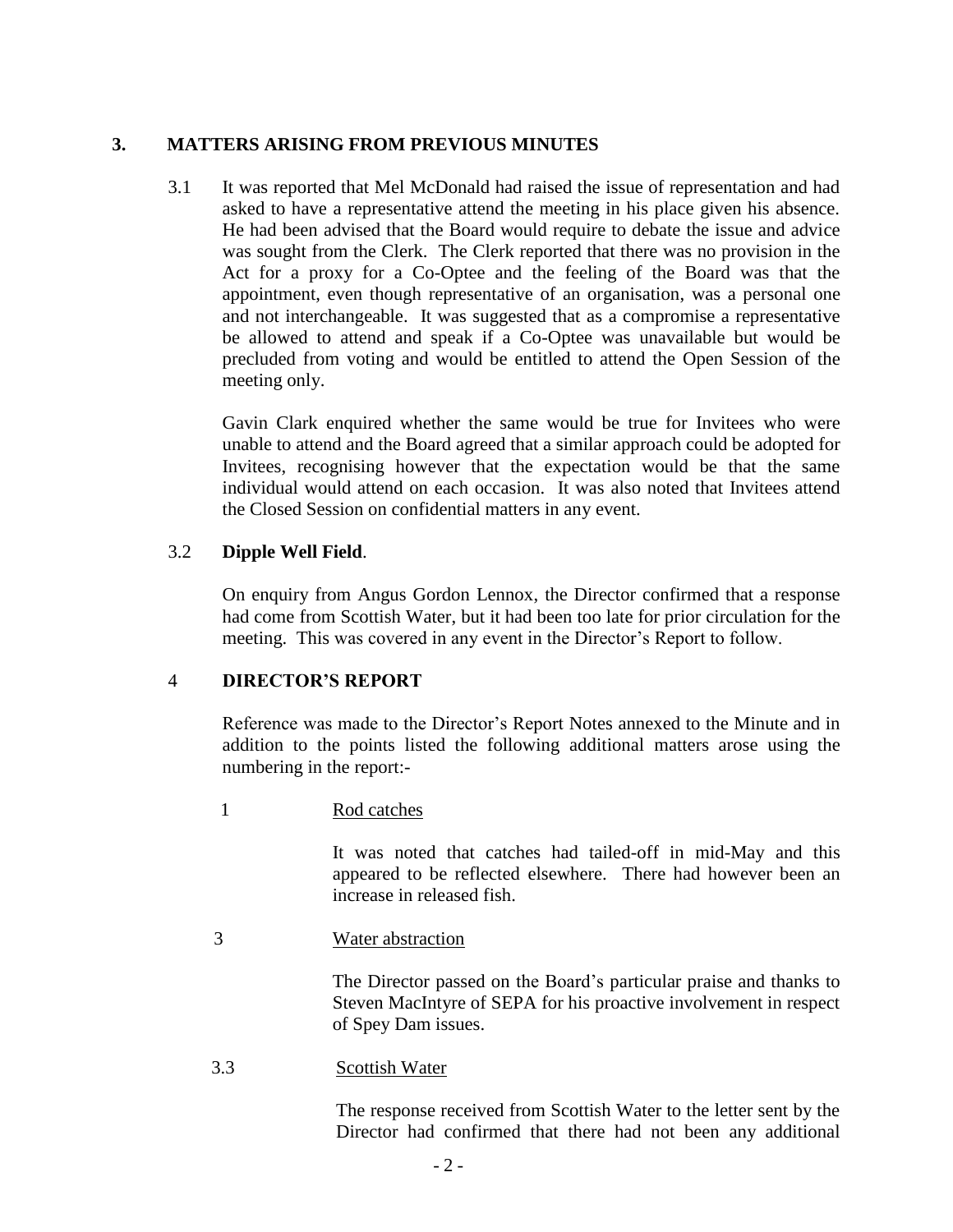## 3. MATTERS ARISING FROM PREVIOUS MINUTES

3.1 It was reported that Mel McDonald had raised the issue of representation and had asked to have a representative attend the meeting in his place given his absence. He had been advised that the Board would require to debate the issue and advice was sought from the Clerk. The Clerk reported that there was no provision in the Act for a proxy for a Co-Optee and the feeling of the Board was that the appointment, even though representative of an organisation, was a personal one and not interchangeable. It was suggested that as a compromise a representative be allowed to attend and speak if a Co-Optee was unavailable but would be precluded from voting and would be entitled to attend the Open Session of the meeting only.

Gavin Clark enquired whether the same would be true for Invitees who were unable to attend and the Board agreed that a similar approach could be adopted for Invitees, recognising however that the expectation would be that the same individual would attend on each occasion. It was also noted that Invitees attend the Closed Session on confidential matters in any event.

3.2 **Dipple Well Field**.

On enquiry from Angus Gordon Lennox, the Director confirmed that a response had come from Scottish Water, but it had been too late for prior circulation for the meeting. This was covered in any event in the Director's Report to follow.

## 4 DIRECTOR'S REPORT

Reference was made to the Director's Report Notes annexed to the Minute and in addition to the points listed the following additional matters arose using the numbering in the report:-

1 Rod catches

It was noted that catches had tailed-off in mid-May and this appeared to be reflected elsewhere. There had however been an increase in released fish.

3 Water abstraction

The Director passed on the Board's particular praise and thanks to Steven MacIntyre of SEPA for his proactive involvement in respect of Spey Dam issues.

3.3 Scottish Water

The response received from Scottish Water to the letter sent by the Director had confirmed that there had not been any additional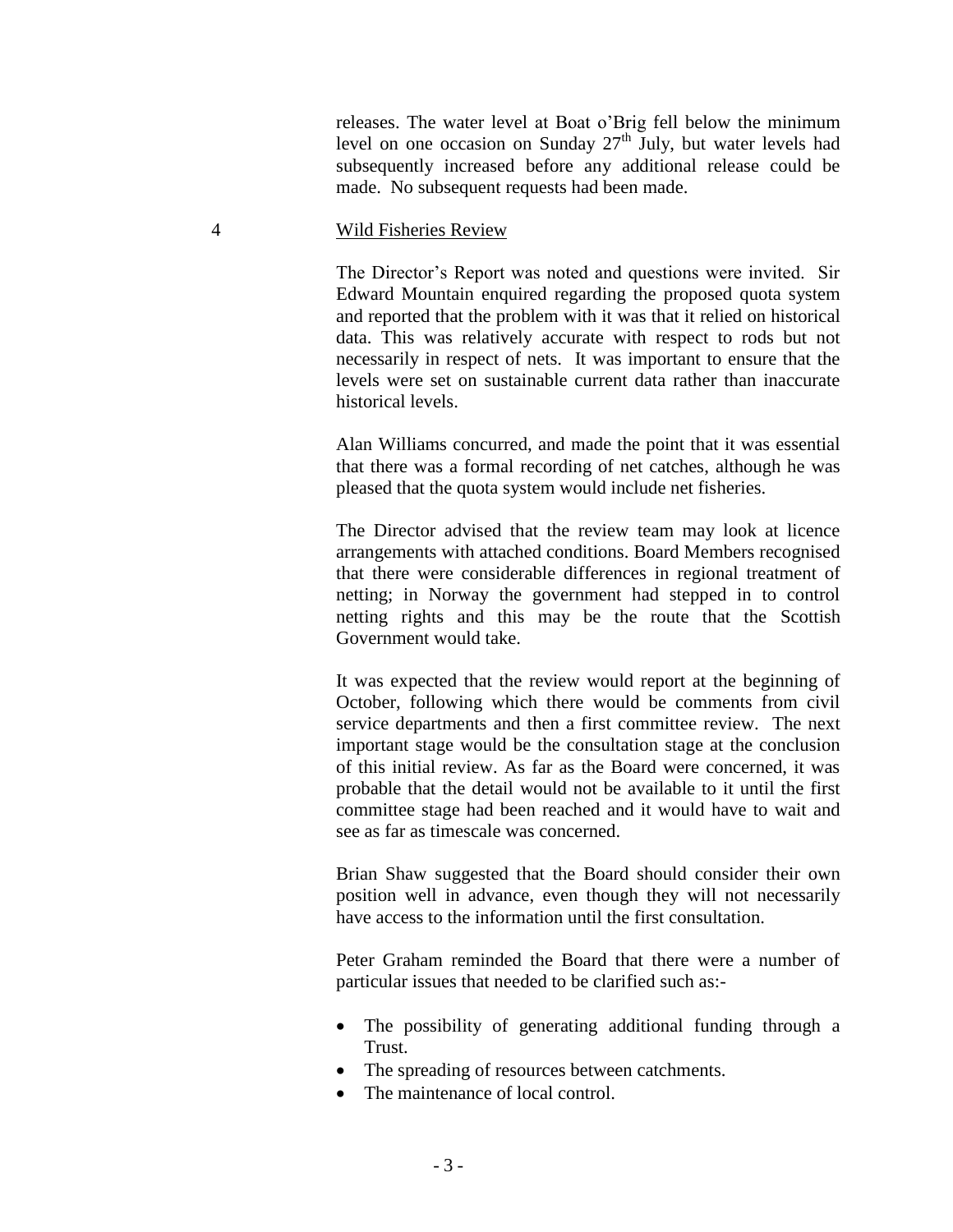releases. The water level at Boat o'Brig fell below the minimum level on one occasion on Sunday 27th July, but water levels had subsequently increased before any additional release could be made. No subsequent requests had been made.

4 Wild Fisheries Review

The Director's Report was noted and questions were invited. Sir Edward Mountain enquired regarding the proposed quota system and reported that the problem with it was that it relied on historical data. This was relatively accurate with respect to rods but not necessarily in respect of nets. It was important to ensure that the levels were set on sustainable current data rather than inaccurate historical levels.

Alan Williams concurred, and made the point that it was essential that there was a formal recording of net catches, although he was pleased that the quota system would include net fisheries.

The Director advised that the review team may look at licence arrangements with attached conditions. Board Members recognised that there were considerable differences in regional treatment of netting; in Norway the government had stepped in to control netting rights and this may be the route that the Scottish Government would take.

It was expected that the review would report at the beginning of October, following which there would be comments from civil service departments and then a first committee review. The next important stage would be the consultation stage at the conclusion of this initial review. As far as the Board were concerned, it was probable that the detail would not be available to it until the first committee stage had been reached and it would have to wait and see as far as timescale was concerned.

Brian Shaw suggested that the Board should consider their own position well in advance, even though they will not necessarily have access to the information until the first consultation.

Peter Graham reminded the Board that there were a number of particular issues that needed to be clarified such as:-

- The possibility of generating additional funding through a Trust.
- The spreading of resources between catchments.
- The maintenance of local control.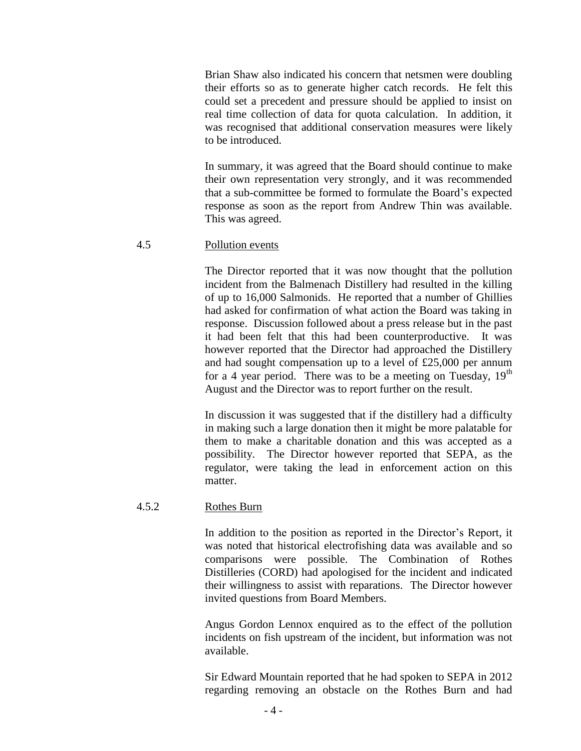Brian Shaw also indicated his concern that netsmen were doubling their efforts so as to generate higher catch records. He felt this could set a precedent and pressure should be applied to insist on real time collection of data for quota calculation. In addition, it was recognised that additional conservation measures were likely to be introduced.

In summary, it was agreed that the Board should continue to make their own representation very strongly, and it was recommended that a sub-committee be formed to formulate the Board's expected response as soon as the report from Andrew Thin was available. This was agreed.

4.5 Pollution events

The Director reported that it was now thought that the pollution incident from the Balmenach Distillery had resulted in the killing of up to 16,000 Salmonids. He reported that a number of Ghillies had asked for confirmation of what action the Board was taking in response. Discussion followed about a press release but in the past it had been felt that this had been counterproductive. It was however reported that the Director had approached the Distillery and had sought compensation up to a level of £25,000 per annum for a 4 year period. There was to be a meeting on Tuesday, 19th August and the Director was to report further on the result.

In discussion it was suggested that if the distillery had a difficulty in making such a large donation then it might be more palatable for them to make a charitable donation and this was accepted as a possibility. The Director however reported that SEPA, as the regulator, were taking the lead in enforcement action on this matter.

4.5.2 Rothes Burn

In addition to the position as reported in the Director's Report, it was noted that historical electrofishing data was available and so comparisons were possible. The Combination of Rothes Distilleries (CORD) had apologised for the incident and indicated their willingness to assist with reparations. The Director however invited questions from Board Members.

Angus Gordon Lennox enquired as to the effect of the pollution incidents on fish upstream of the incident, but information was not available.

Sir Edward Mountain reported that he had spoken to SEPA in 2012 regarding removing an obstacle on the Rothes Burn and had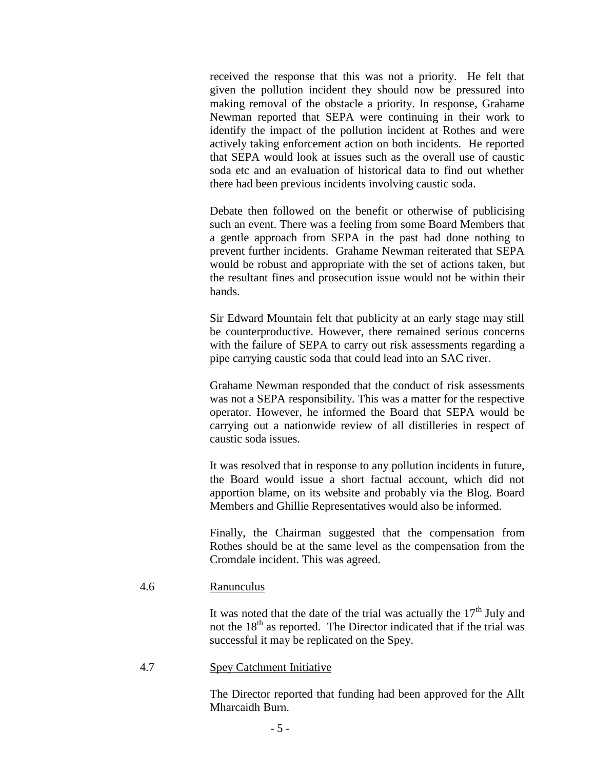received the response that this was not a priority. He felt that given the pollution incident they should now be pressured into making removal of the obstacle a priority. In response, Grahame Newman reported that SEPA were continuing in their work to identify the impact of the pollution incident at Rothes and were actively taking enforcement action on both incidents. He reported that SEPA would look at issues such as the overall use of caustic soda etc and an evaluation of historical data to find out whether there had been previous incidents involving caustic soda.

Debate then followed on the benefit or otherwise of publicising such an event. There was a feeling from some Board Members that a gentle approach from SEPA in the past had done nothing to prevent further incidents. Grahame Newman reiterated that SEPA would be robust and appropriate with the set of actions taken, but the resultant fines and prosecution issue would not be within their hands.

Sir Edward Mountain felt that publicity at an early stage may still be counterproductive. However, there remained serious concerns with the failure of SEPA to carry out risk assessments regarding a pipe carrying caustic soda that could lead into an SAC river.

Grahame Newman responded that the conduct of risk assessments was not a SEPA responsibility. This was a matter for the respective operator. However, he informed the Board that SEPA would be carrying out a nationwide review of all distilleries in respect of caustic soda issues.

It was resolved that in response to any pollution incidents in future, the Board would issue a short factual account, which did not apportion blame, on its website and probably via the Blog. Board Members and Ghillie Representatives would also be informed.

Finally, the Chairman suggested that the compensation from Rothes should be at the same level as the compensation from the Cromdale incident. This was agreed.

4.6 Ranunculus

It was noted that the date of the trial was actually the 17th July and not the 18th as reported. The Director indicated that if the trial was successful it may be replicated on the Spey.

4.7 Spey Catchment Initiative

The Director reported that funding had been approved for the Allt Mharcaidh Burn.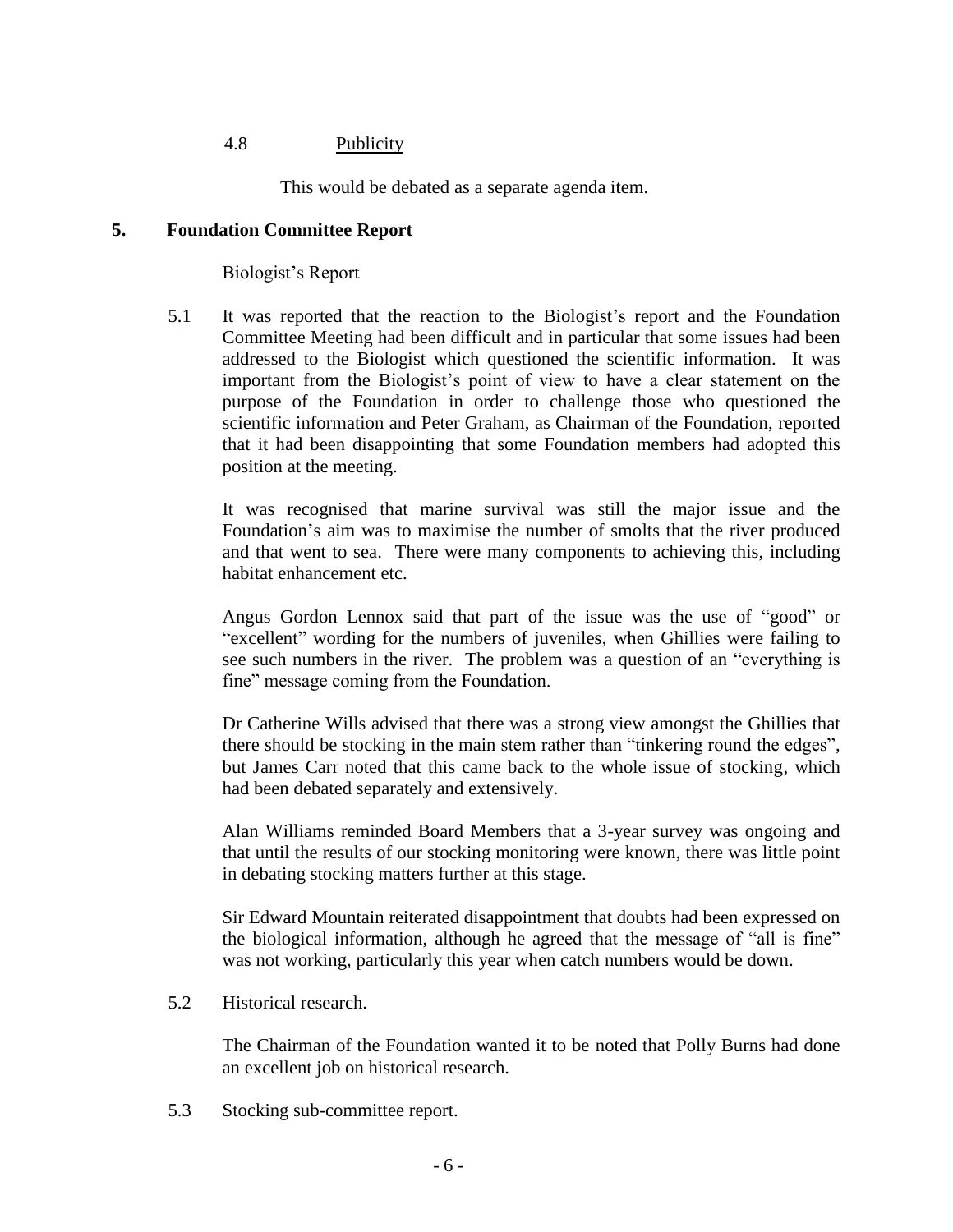4.8 Publicity

This would be debated as a separate agenda item.

## 5. Foundation Committee Report

Biologist's Report

5.1 It was reported that the reaction to the Biologist's report and the Foundation Committee Meeting had been difficult and in particular that some issues had been addressed to the Biologist which questioned the scientific information. It was important from the Biologist's point of view to have a clear statement on the purpose of the Foundation in order to challenge those who questioned the scientific information and Peter Graham, as Chairman of the Foundation, reported that it had been disappointing that some Foundation members had adopted this position at the meeting.

It was recognised that marine survival was still the major issue and the Foundation's aim was to maximise the number of smolts that the river produced and that went to sea. There were many components to achieving this, including habitat enhancement etc.

Angus Gordon Lennox said that part of the issue was the use of "good" or "excellent" wording for the numbers of juveniles, when Ghillies were failing to see such numbers in the river. The problem was a question of an "everything is fine" message coming from the Foundation.

Dr Catherine Wills advised that there was a strong view amongst the Ghillies that there should be stocking in the main stem rather than "tinkering round the edges", but James Carr noted that this came back to the whole issue of stocking, which had been debated separately and extensively.

Alan Williams reminded Board Members that a 3-year survey was ongoing and that until the results of our stocking monitoring were known, there was little point in debating stocking matters further at this stage.

Sir Edward Mountain reiterated disappointment that doubts had been expressed on the biological information, although he agreed that the message of "all is fine" was not working, particularly this year when catch numbers would be down.

5.2 Historical research.

The Chairman of the Foundation wanted it to be noted that Polly Burns had done an excellent job on historical research.

5.3 Stocking sub-committee report.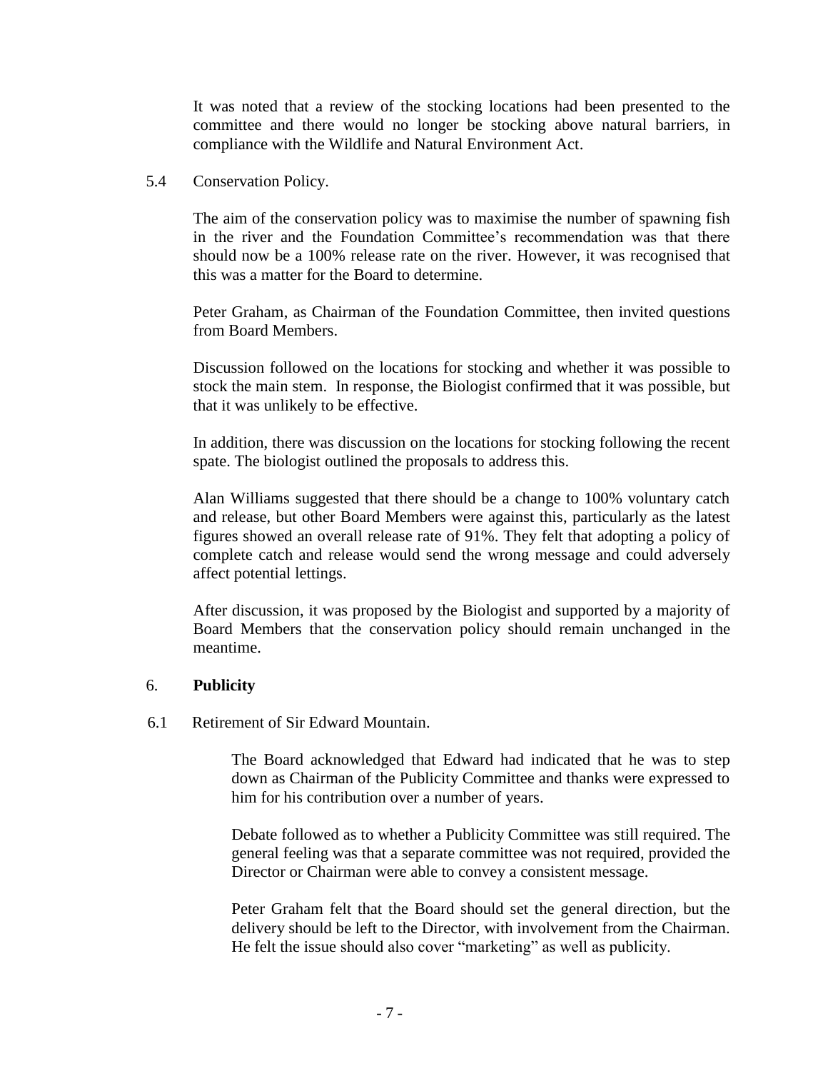It was noted that a review of the stocking locations had been presented to the committee and there would no longer be stocking above natural barriers, in compliance with the Wildlife and Natural Environment Act.

5.4 Conservation Policy.

The aim of the conservation policy was to maximise the number of spawning fish in the river and the Foundation Committee's recommendation was that there should now be a 100% release rate on the river. However, it was recognised that this was a matter for the Board to determine.

Peter Graham, as Chairman of the Foundation Committee, then invited questions from Board Members.

Discussion followed on the locations for stocking and whether it was possible to stock the main stem. In response, the Biologist confirmed that it was possible, but that it was unlikely to be effective.

In addition, there was discussion on the locations for stocking following the recent spate. The biologist outlined the proposals to address this.

Alan Williams suggested that there should be a change to 100% voluntary catch and release, but other Board Members were against this, particularly as the latest figures showed an overall release rate of 91%. They felt that adopting a policy of complete catch and release would send the wrong message and could adversely affect potential lettings.

After discussion, it was proposed by the Biologist and supported by a majority of Board Members that the conservation policy should remain unchanged in the meantime.

## 6. **Publicity**

6.1 Retirement of Sir Edward Mountain.

The Board acknowledged that Edward had indicated that he was to step down as Chairman of the Publicity Committee and thanks were expressed to him for his contribution over a number of years.

Debate followed as to whether a Publicity Committee was still required. The general feeling was that a separate committee was not required, provided the Director or Chairman were able to convey a consistent message.

Peter Graham felt that the Board should set the general direction, but the delivery should be left to the Director, with involvement from the Chairman. He felt the issue should also cover "marketing" as well as publicity.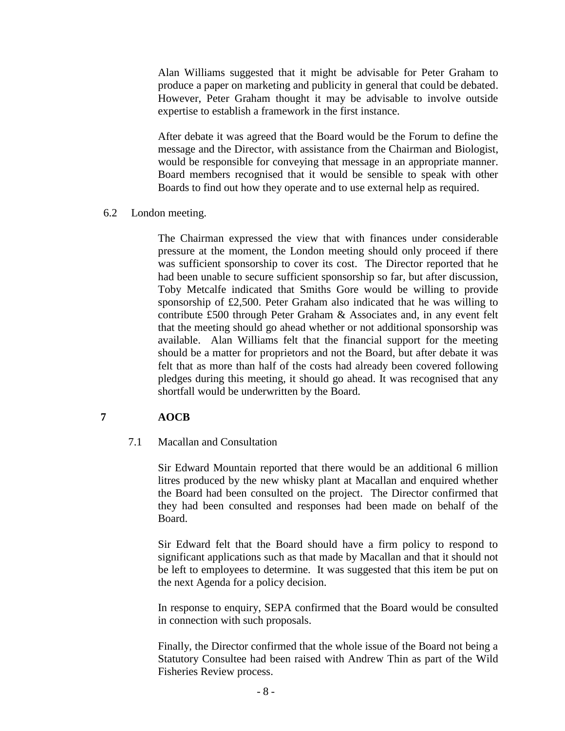Alan Williams suggested that it might be advisable for Peter Graham to produce a paper on marketing and publicity in general that could be debated. However, Peter Graham thought it may be advisable to involve outside expertise to establish a framework in the first instance.

After debate it was agreed that the Board would be the Forum to define the message and the Director, with assistance from the Chairman and Biologist, would be responsible for conveying that message in an appropriate manner. Board members recognised that it would be sensible to speak with other Boards to find out how they operate and to use external help as required.

6.2 London meeting.

The Chairman expressed the view that with finances under considerable pressure at the moment, the London meeting should only proceed if there was sufficient sponsorship to cover its cost. The Director reported that he had been unable to secure sufficient sponsorship so far, but after discussion, Toby Metcalfe indicated that Smiths Gore would be willing to provide sponsorship of £2,500. Peter Graham also indicated that he was willing to contribute £500 through Peter Graham & Associates and, in any event felt that the meeting should go ahead whether or not additional sponsorship was available. Alan Williams felt that the financial support for the meeting should be a matter for proprietors and not the Board, but after debate it was felt that as more than half of the costs had already been covered following pledges during this meeting, it should go ahead. It was recognised that any shortfall would be underwritten by the Board.

## 7 AOCB

7.1 Macallan and Consultation

Sir Edward Mountain reported that there would be an additional 6 million litres produced by the new whisky plant at Macallan and enquired whether the Board had been consulted on the project. The Director confirmed that they had been consulted and responses had been made on behalf of the Board.

Sir Edward felt that the Board should have a firm policy to respond to significant applications such as that made by Macallan and that it should not be left to employees to determine. It was suggested that this item be put on the next Agenda for a policy decision.

In response to enquiry, SEPA confirmed that the Board would be consulted in connection with such proposals.

Finally, the Director confirmed that the whole issue of the Board not being a Statutory Consultee had been raised with Andrew Thin as part of the Wild Fisheries Review process.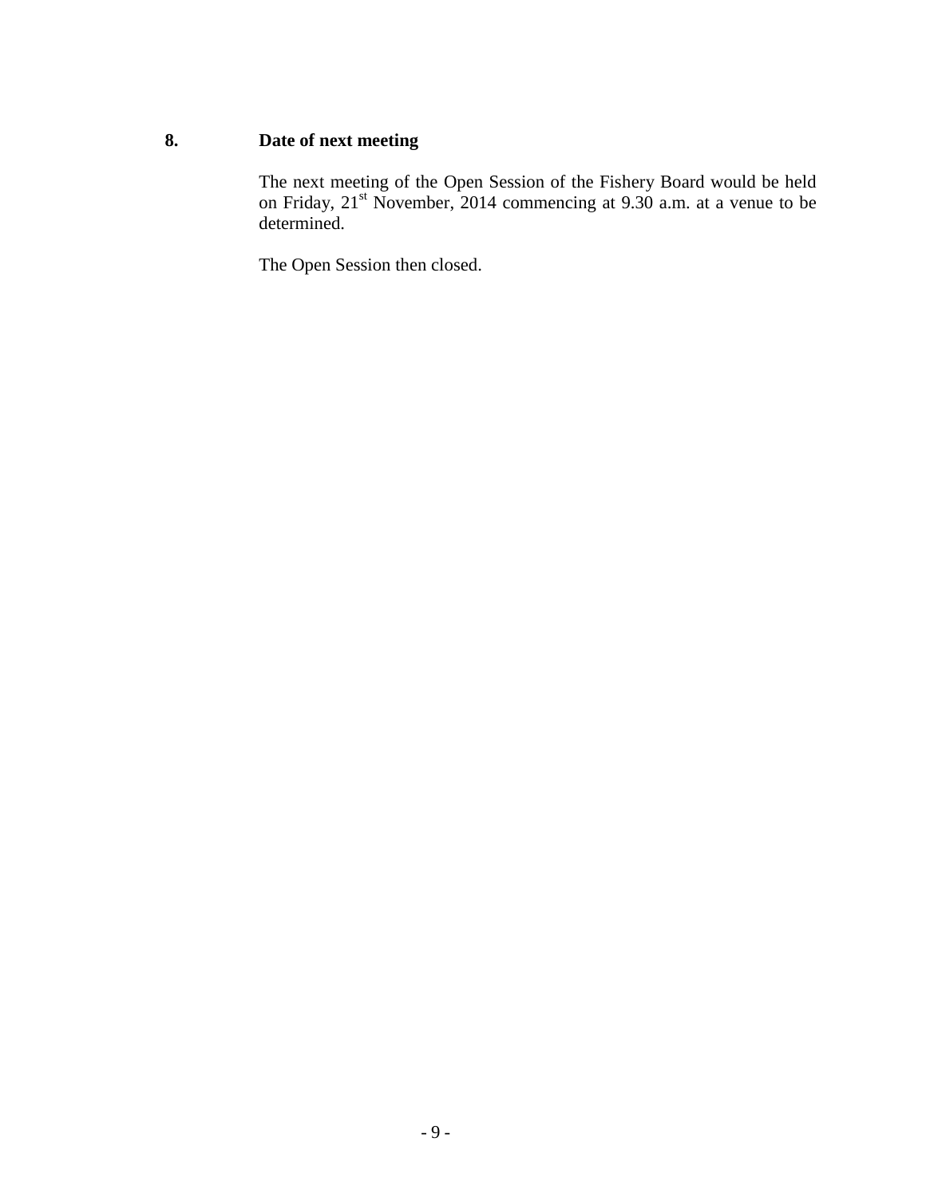**8. Date of next meeting**

The next meeting of the Open Session of the Fishery Board would be held on Friday, 21st November, 2014 commencing at 9.30 a.m. at a venue to be determined.

The Open Session then closed.